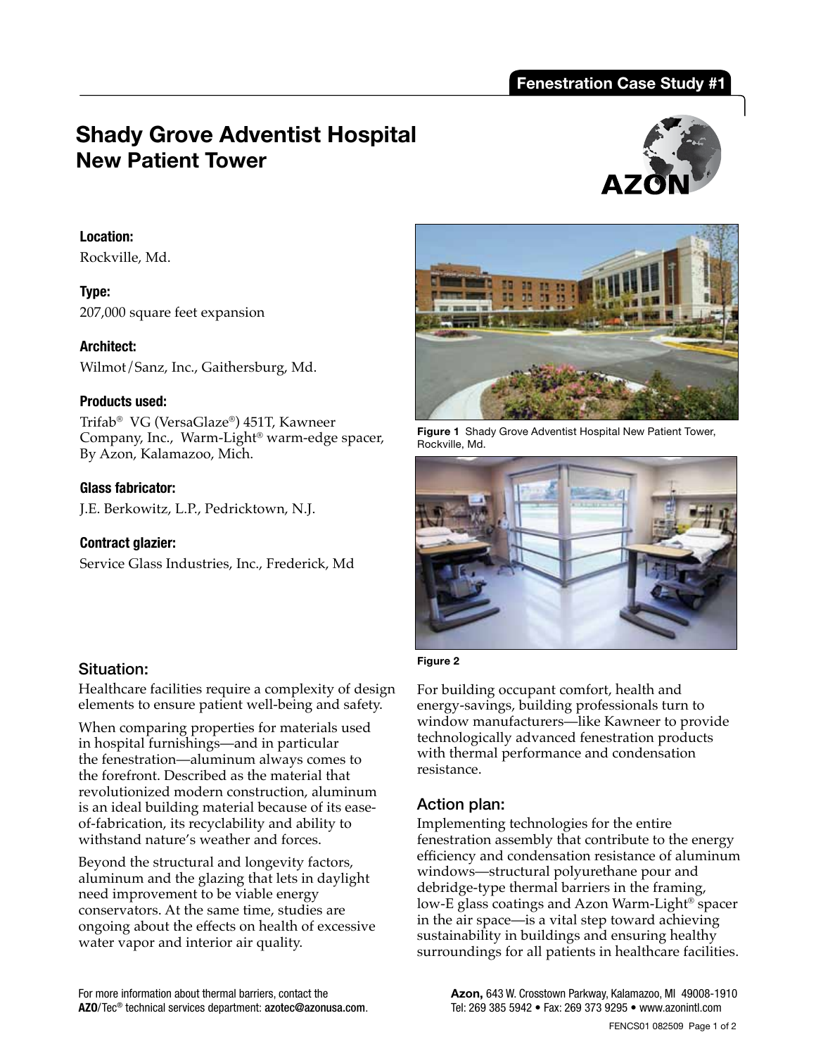Fenestration Case Study #1

# Shady Grove Adventist Hospital New Patient Tower

**Location:**
Rockville, Md.

**Type:**
207,000 square feet expansion

**Architect:**
Wilmot/Sanz, Inc., Gaithersburg, Md.

**Products used:**
Trifab® VG (VersaGlaze®) 451T, Kawneer Company, Inc., Warm-Light® warm-edge spacer, By Azon, Kalamazoo, Mich.

**Glass fabricator:**
J.E. Berkowitz, L.P., Pedricktown, N.J.

**Contract glazier:**
Service Glass Industries, Inc., Frederick, Md

**Figure 1** Shady Grove Adventist Hospital New Patient Tower, Rockville, Md.

**Figure 2**

## Situation:

Healthcare facilities require a complexity of design elements to ensure patient well-being and safety.

When comparing properties for materials used in hospital furnishings—and in particular the fenestration—aluminum always comes to the forefront. Described as the material that revolutionized modern construction, aluminum is an ideal building material because of its ease-of-fabrication, its recyclability and ability to withstand nature's weather and forces.

Beyond the structural and longevity factors, aluminum and the glazing that lets in daylight need improvement to be viable energy conservators. At the same time, studies are ongoing about the effects on health of excessive water vapor and interior air quality.

For building occupant comfort, health and energy-savings, building professionals turn to window manufacturers—like Kawneer to provide technologically advanced fenestration products with thermal performance and condensation resistance.

## Action plan:

Implementing technologies for the entire fenestration assembly that contribute to the energy efficiency and condensation resistance of aluminum windows—structural polyurethane pour and debridge-type thermal barriers in the framing, low-E glass coatings and Azon Warm-Light® spacer in the air space—is a vital step toward achieving sustainability in buildings and ensuring healthy surroundings for all patients in healthcare facilities.

For more information about thermal barriers, contact the **AZO**/Tec® technical services department: **azotec@azonusa.com**.

**Azon,** 643 W. Crosstown Parkway, Kalamazoo, MI 49008-1910
Tel: 269 385 5942 • Fax: 269 373 9295 • www.azonintl.com

FENCS01 082509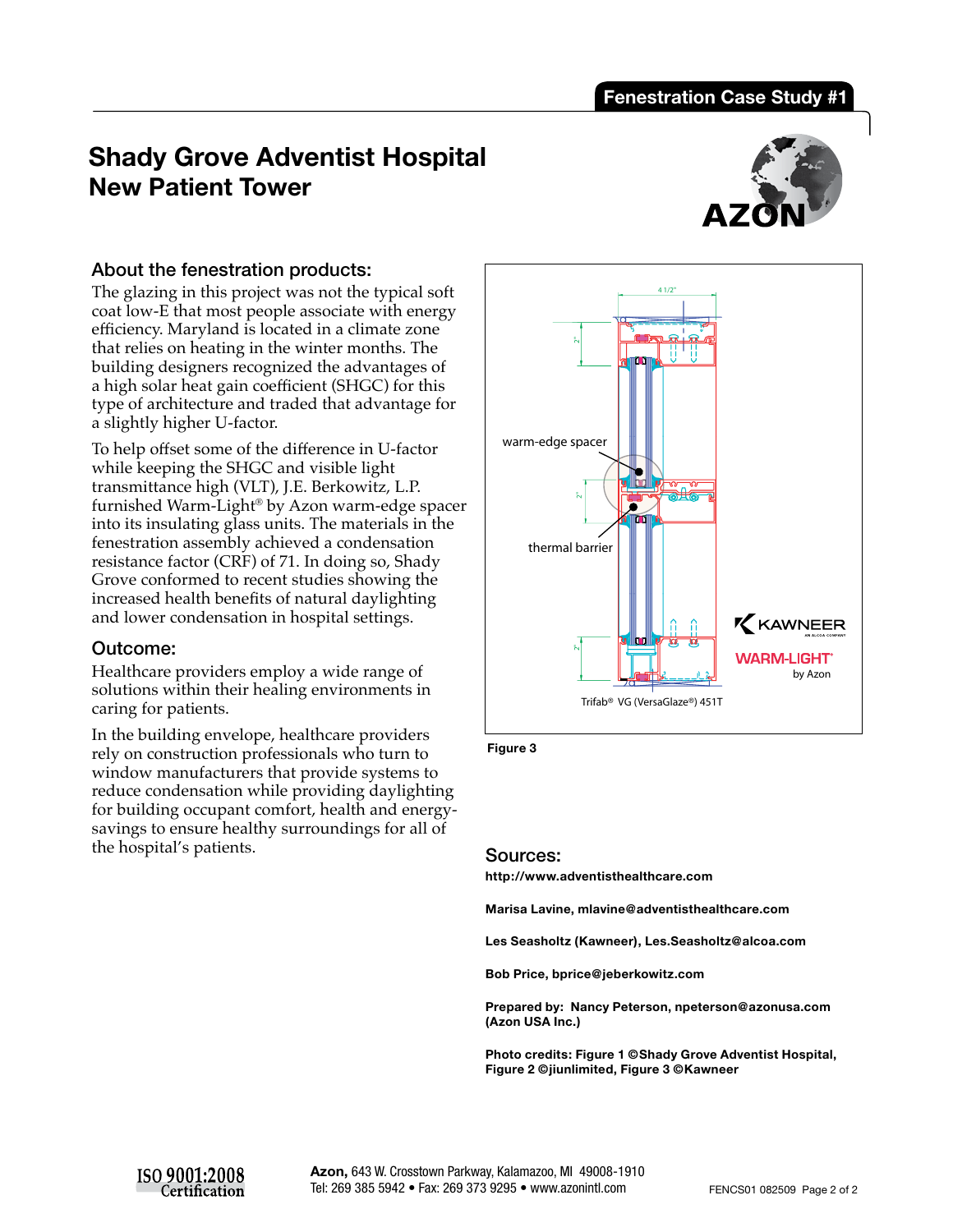Fenestration Case Study #1

# Shady Grove Adventist Hospital New Patient Tower

AZON

## About the fenestration products:

The glazing in this project was not the typical soft coat low-E that most people associate with energy efficiency. Maryland is located in a climate zone that relies on heating in the winter months. The building designers recognized the advantages of a high solar heat gain coefficient (SHGC) for this type of architecture and traded that advantage for a slightly higher U-factor.

To help offset some of the difference in U-factor while keeping the SHGC and visible light transmittance high (VLT), J.E. Berkowitz, L.P. furnished Warm-Light® by Azon warm-edge spacer into its insulating glass units. The materials in the fenestration assembly achieved a condensation resistance factor (CRF) of 71. In doing so, Shady Grove conformed to recent studies showing the increased health benefits of natural daylighting and lower condensation in hospital settings.

## Outcome:

Healthcare providers employ a wide range of solutions within their healing environments in caring for patients.

In the building envelope, healthcare providers rely on construction professionals who turn to window manufacturers that provide systems to reduce condensation while providing daylighting for building occupant comfort, health and energy-savings to ensure healthy surroundings for all of the hospital's patients.

4 1/2"

2"

warm-edge spacer

2"

thermal barrier

2"

KAWNEER
AN ALCOA COMPANY

WARM-LIGHT®
by Azon

Trifab® VG (VersaGlaze®) 451T

Figure 3

## Sources:

**http://www.adventisthealthcare.com**

**Marisa Lavine, mlavine@adventisthealthcare.com**

**Les Seasholtz (Kawneer), Les.Seasholtz@alcoa.com**

**Bob Price, bprice@jeberkowitz.com**

**Prepared by: Nancy Peterson, npeterson@azonusa.com (Azon USA Inc.)**

**Photo credits: Figure 1 ©Shady Grove Adventist Hospital, Figure 2 ©jiunlimited, Figure 3 ©Kawneer**

ISO 9001:2008 Certification

**Azon,** 643 W. Crosstown Parkway, Kalamazoo, MI 49008-1910
Tel: 269 385 5942 • Fax: 269 373 9295 • www.azonintl.com

FENCS01 082509